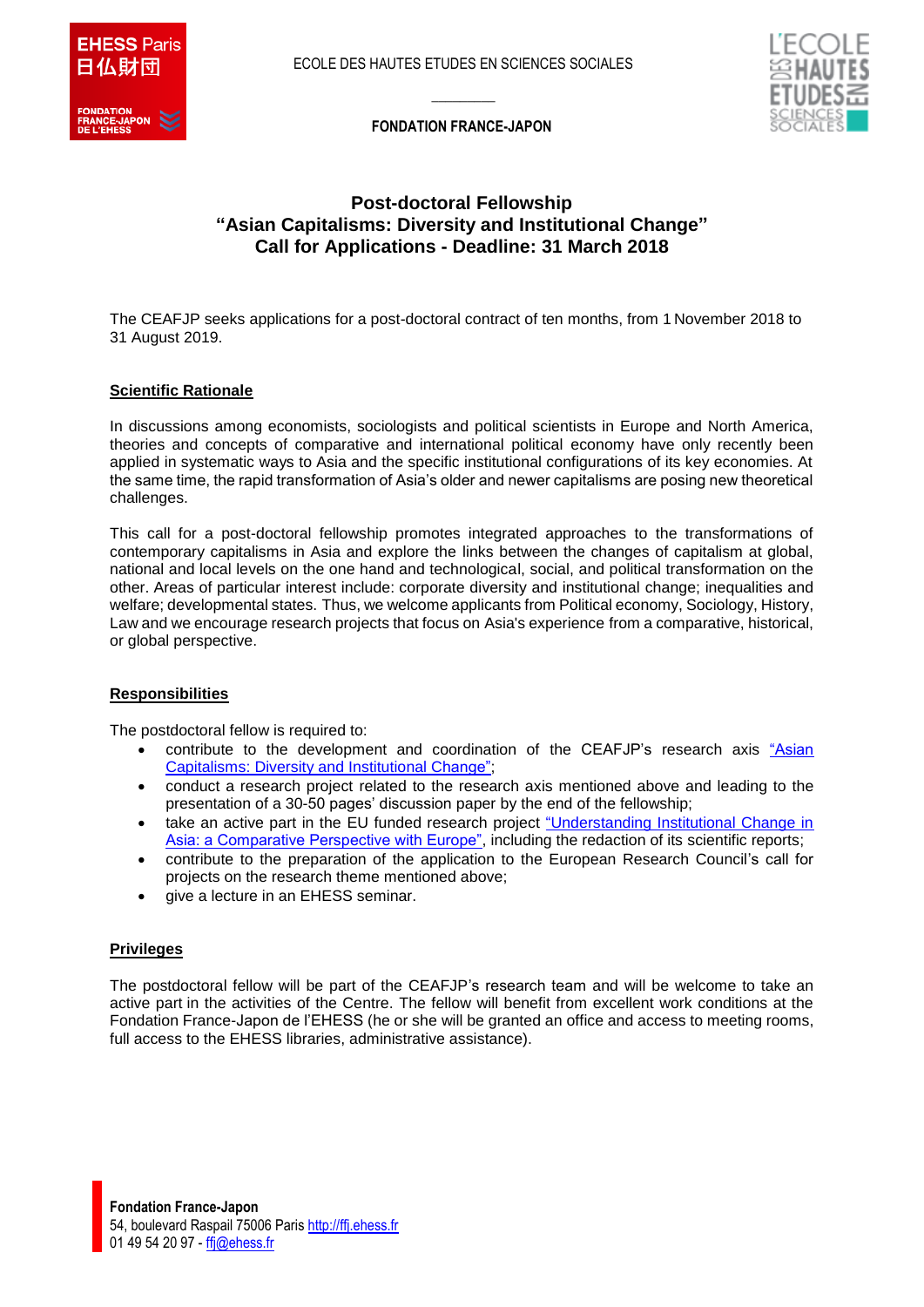ECOLE DES HAUTES ETUDES EN SCIENCES SOCIALES

**FONDATION FRANCE-JAPON**

# Post-doctoral Fellowship
# "Asian Capitalisms: Diversity and Institutional Change"
# Call for Applications - Deadline: 31 March 2018

The CEAFJP seeks applications for a post-doctoral contract of ten months, from 1 November 2018 to 31 August 2019.

## Scientific Rationale

In discussions among economists, sociologists and political scientists in Europe and North America, theories and concepts of comparative and international political economy have only recently been applied in systematic ways to Asia and the specific institutional configurations of its key economies. At the same time, the rapid transformation of Asia's older and newer capitalisms are posing new theoretical challenges.

This call for a post-doctoral fellowship promotes integrated approaches to the transformations of contemporary capitalisms in Asia and explore the links between the changes of capitalism at global, national and local levels on the one hand and technological, social, and political transformation on the other. Areas of particular interest include: corporate diversity and institutional change; inequalities and welfare; developmental states. Thus, we welcome applicants from Political economy, Sociology, History, Law and we encourage research projects that focus on Asia's experience from a comparative, historical, or global perspective.

## Responsibilities

The postdoctoral fellow is required to:

- contribute to the development and coordination of the CEAFJP's research axis "Asian Capitalisms: Diversity and Institutional Change";
- conduct a research project related to the research axis mentioned above and leading to the presentation of a 30-50 pages' discussion paper by the end of the fellowship;
- take an active part in the EU funded research project "Understanding Institutional Change in Asia: a Comparative Perspective with Europe", including the redaction of its scientific reports;
- contribute to the preparation of the application to the European Research Council's call for projects on the research theme mentioned above;
- give a lecture in an EHESS seminar.

## Privileges

The postdoctoral fellow will be part of the CEAFJP's research team and will be welcome to take an active part in the activities of the Centre. The fellow will benefit from excellent work conditions at the Fondation France-Japon de l'EHESS (he or she will be granted an office and access to meeting rooms, full access to the EHESS libraries, administrative assistance).

**Fondation France-Japon**
54, boulevard Raspail 75006 Paris http://ffj.ehess.fr
01 49 54 20 97 - ffj@ehess.fr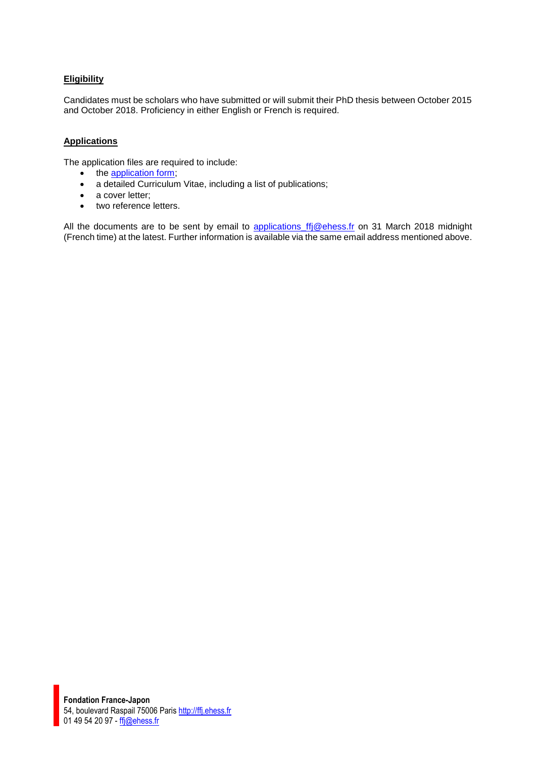**Eligibility**

Candidates must be scholars who have submitted or will submit their PhD thesis between October 2015 and October 2018. Proficiency in either English or French is required.

**Applications**

The application files are required to include:

- the application form;
- a detailed Curriculum Vitae, including a list of publications;
- a cover letter;
- two reference letters.

All the documents are to be sent by email to applications_ffj@ehess.fr on 31 March 2018 midnight (French time) at the latest. Further information is available via the same email address mentioned above.